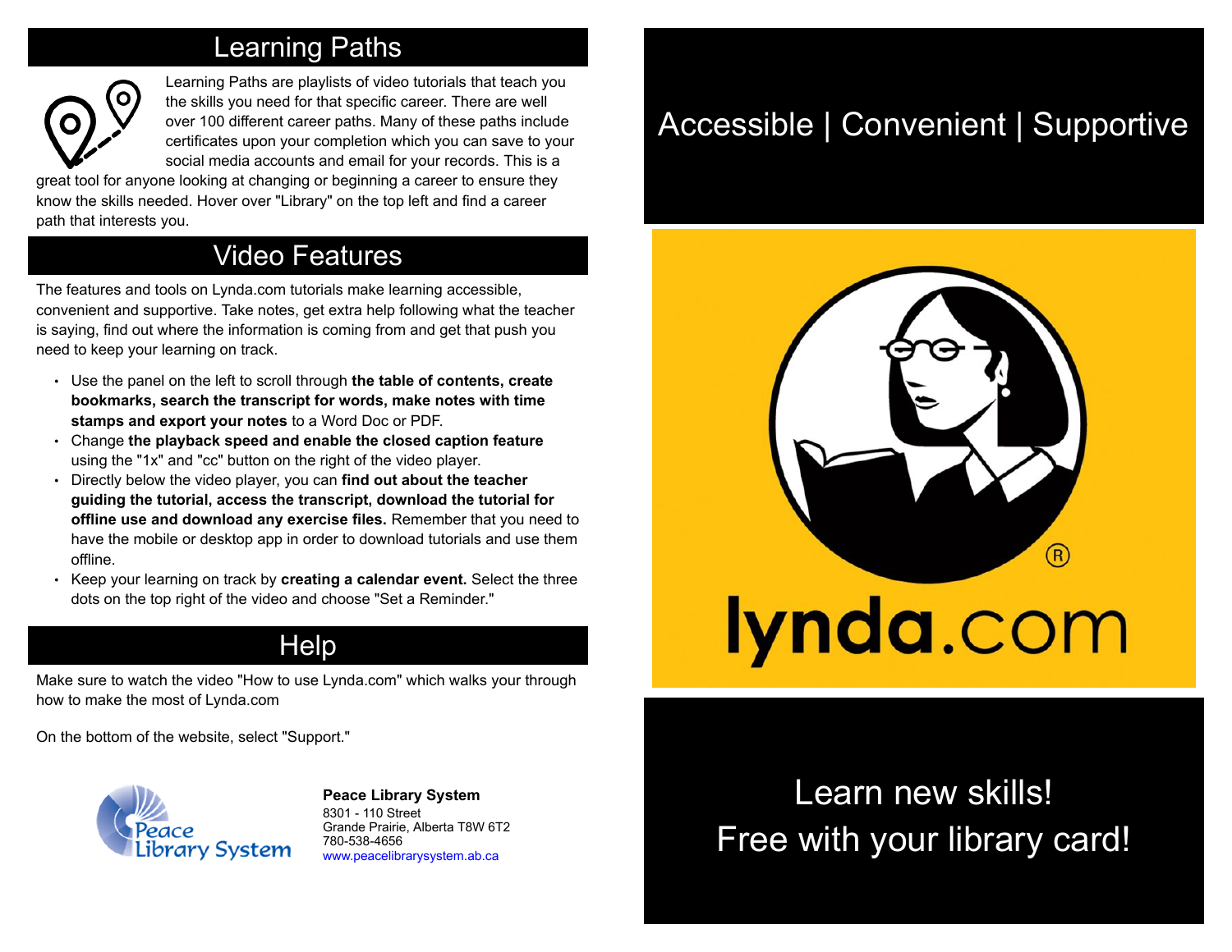## Learning Paths

Learning Paths are playlists of video tutorials that teach you the skills you need for that specific career. There are well over 100 different career paths. Many of these paths include certificates upon your completion which you can save to your social media accounts and email for your records. This is a great tool for anyone looking at changing or beginning a career to ensure they know the skills needed. Hover over "Library" on the top left and find a career path that interests you.

## Video Features

The features and tools on Lynda.com tutorials make learning accessible, convenient and supportive. Take notes, get extra help following what the teacher is saying, find out where the information is coming from and get that push you need to keep your learning on track.

- Use the panel on the left to scroll through **the table of contents, create bookmarks, search the transcript for words, make notes with time stamps and export your notes** to a Word Doc or PDF.
- Change **the playback speed and enable the closed caption feature** using the "1x" and "cc" button on the right of the video player.
- Directly below the video player, you can **find out about the teacher guiding the tutorial, access the transcript, download the tutorial for offline use and download any exercise files.** Remember that you need to have the mobile or desktop app in order to download tutorials and use them offline.
- Keep your learning on track by **creating a calendar event.** Select the three dots on the top right of the video and choose "Set a Reminder."

## Help

Make sure to watch the video "How to use Lynda.com" which walks your through how to make the most of Lynda.com

On the bottom of the website, select "Support."

Peace Library System

**Peace Library System**
8301 - 110 Street
Grande Prairie, Alberta T8W 6T2
780-538-4656
www.peacelibrarysystem.ab.ca

# Accessible | Convenient | Supportive

lynda.com

# Learn new skills!
# Free with your library card!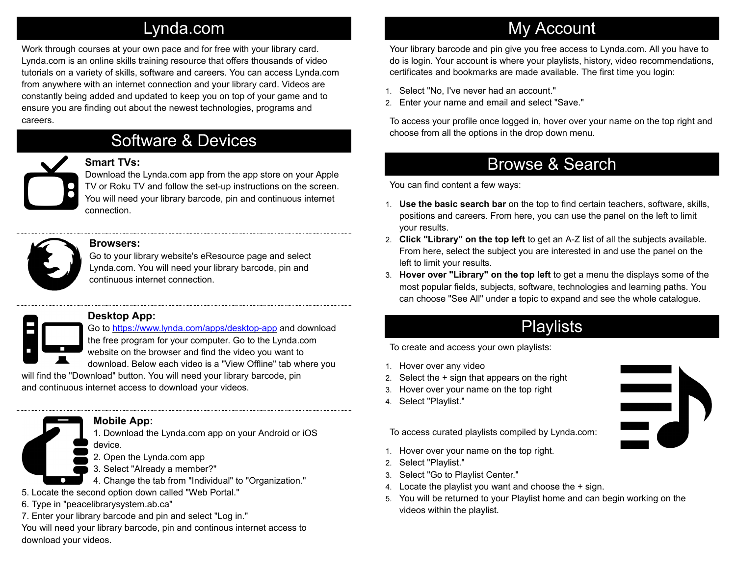# Lynda.com

Work through courses at your own pace and for free with your library card. Lynda.com is an online skills training resource that offers thousands of video tutorials on a variety of skills, software and careers. You can access Lynda.com from anywhere with an internet connection and your library card. Videos are constantly being added and updated to keep you on top of your game and to ensure you are finding out about the newest technologies, programs and careers.

# Software & Devices

**Smart TVs:**
Download the Lynda.com app from the app store on your Apple TV or Roku TV and follow the set-up instructions on the screen. You will need your library barcode, pin and continuous internet connection.

**Browsers:**
Go to your library website's eResource page and select Lynda.com. You will need your library barcode, pin and continuous internet connection.

**Desktop App:**
Go to [https://www.lynda.com/apps/desktop-app](https://www.lynda.com/apps/desktop-app) and download the free program for your computer. Go to the Lynda.com website on the browser and find the video you want to download. Below each video is a "View Offline" tab where you will find the "Download" button. You will need your library barcode, pin and continuous internet access to download your videos.

**Mobile App:**
1. Download the Lynda.com app on your Android or iOS device.
2. Open the Lynda.com app
3. Select "Already a member?"
4. Change the tab from "Individual" to "Organization."
5. Locate the second option down called "Web Portal."
6. Type in "peacelibrarysystem.ab.ca"
7. Enter your library barcode and pin and select "Log in."

You will need your library barcode, pin and continous internet access to download your videos.

# My Account

Your library barcode and pin give you free access to Lynda.com. All you have to do is login. Your account is where your playlists, history, video recommendations, certificates and bookmarks are made available. The first time you login:

1. Select "No, I've never had an account."
2. Enter your name and email and select "Save."

To access your profile once logged in, hover over your name on the top right and choose from all the options in the drop down menu.

# Browse & Search

You can find content a few ways:

1. **Use the basic search bar** on the top to find certain teachers, software, skills, positions and careers. From here, you can use the panel on the left to limit your results.
2. **Click "Library" on the top left** to get an A-Z list of all the subjects available. From here, select the subject you are interested in and use the panel on the left to limit your results.
3. **Hover over "Library" on the top left** to get a menu the displays some of the most popular fields, subjects, software, technologies and learning paths. You can choose "See All" under a topic to expand and see the whole catalogue.

# Playlists

To create and access your own playlists:

1. Hover over any video
2. Select the + sign that appears on the right
3. Hover over your name on the top right
4. Select "Playlist."

To access curated playlists compiled by Lynda.com:

1. Hover over your name on the top right.
2. Select "Playlist."
3. Select "Go to Playlist Center."
4. Locate the playlist you want and choose the + sign.
5. You will be returned to your Playlist home and can begin working on the videos within the playlist.